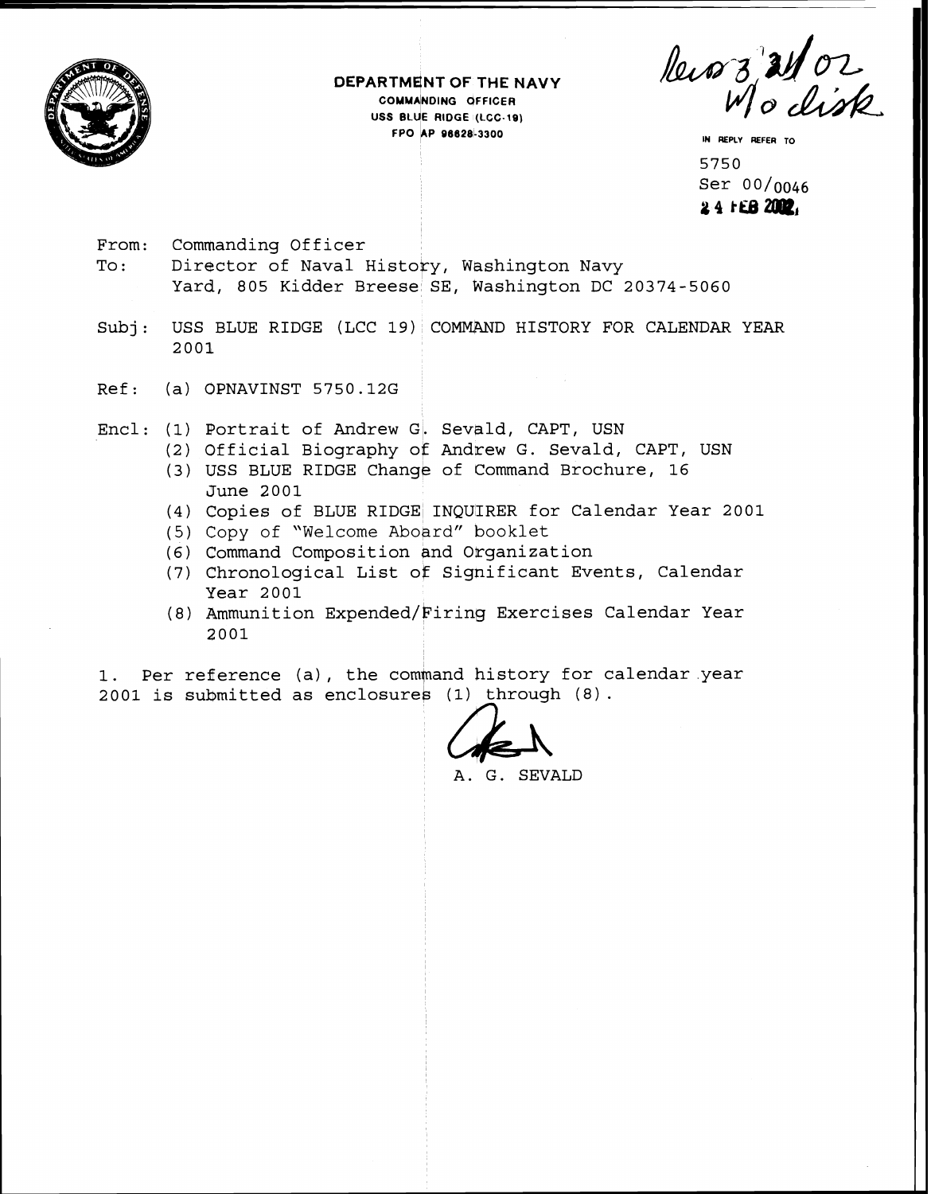DEPARTMENT OF THE NAVY
COMMANDING OFFICER
USS BLUE RIDGE (LCC-19)
FPO AP 96628-3300

Recv'd 3/21/02
W/o disk

IN REPLY REFER TO
5750
Ser 00/0046
24 FEB 2002

From: Commanding Officer
To: Director of Naval History, Washington Navy Yard, 805 Kidder Breese SE, Washington DC 20374-5060

Subj: USS BLUE RIDGE (LCC 19) COMMAND HISTORY FOR CALENDAR YEAR 2001

Ref: (a) OPNAVINST 5750.12G

Encl: (1) Portrait of Andrew G. Sevald, CAPT, USN
(2) Official Biography of Andrew G. Sevald, CAPT, USN
(3) USS BLUE RIDGE Change of Command Brochure, 16 June 2001
(4) Copies of BLUE RIDGE INQUIRER for Calendar Year 2001
(5) Copy of "Welcome Aboard" booklet
(6) Command Composition and Organization
(7) Chronological List of Significant Events, Calendar Year 2001
(8) Ammunition Expended/Firing Exercises Calendar Year 2001

1. Per reference (a), the command history for calendar year 2001 is submitted as enclosures (1) through (8).

A. G. SEVALD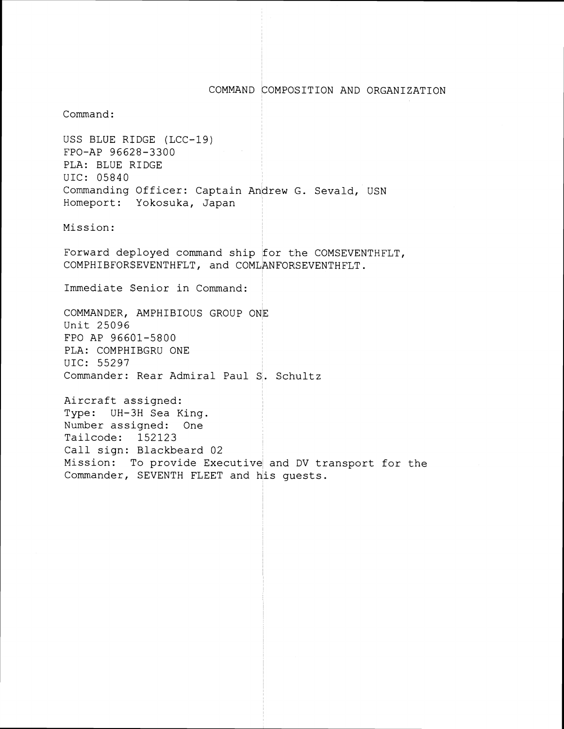# COMMAND COMPOSITION AND ORGANIZATION

Command:

USS BLUE RIDGE (LCC-19)
FPO-AP 96628-3300
PLA: BLUE RIDGE
UIC: 05840
Commanding Officer: Captain Andrew G. Sevald, USN
Homeport: Yokosuka, Japan

Mission:

Forward deployed command ship for the COMSEVENTHFLT, COMPHIBFORSEVENTHFLT, and COMLANFORSEVENTHFLT.

Immediate Senior in Command:

COMMANDER, AMPHIBIOUS GROUP ONE
Unit 25096
FPO AP 96601-5800
PLA: COMPHIBGRU ONE
UIC: 55297
Commander: Rear Admiral Paul S. Schultz

Aircraft assigned:
Type: UH-3H Sea King.
Number assigned: One
Tailcode: 152123
Call sign: Blackbeard 02
Mission: To provide Executive and DV transport for the Commander, SEVENTH FLEET and his guests.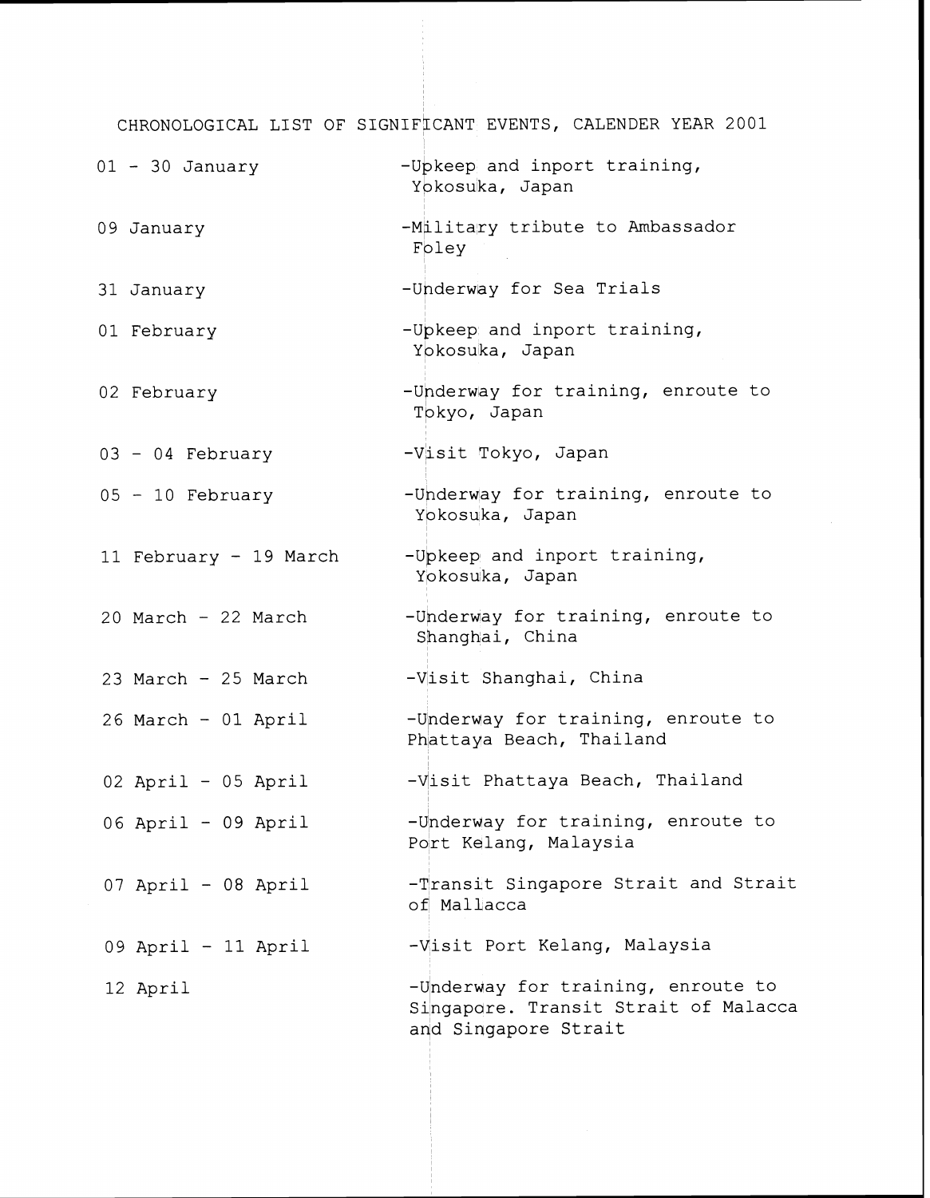CHRONOLOGICAL LIST OF SIGNIFICANT EVENTS, CALENDER YEAR 2001

| | |
|---|---|
| 01 - 30 January | -Upkeep and inport training, Yokosuka, Japan |
| 09 January | -Military tribute to Ambassador Foley |
| 31 January | -Underway for Sea Trials |
| 01 February | -Upkeep and inport training, Yokosuka, Japan |
| 02 February | -Underway for training, enroute to Tokyo, Japan |
| 03 - 04 February | -Visit Tokyo, Japan |
| 05 - 10 February | -Underway for training, enroute to Yokosuka, Japan |
| 11 February - 19 March | -Upkeep and inport training, Yokosuka, Japan |
| 20 March - 22 March | -Underway for training, enroute to Shanghai, China |
| 23 March - 25 March | -Visit Shanghai, China |
| 26 March - 01 April | -Underway for training, enroute to Phattaya Beach, Thailand |
| 02 April - 05 April | -Visit Phattaya Beach, Thailand |
| 06 April - 09 April | -Underway for training, enroute to Port Kelang, Malaysia |
| 07 April - 08 April | -Transit Singapore Strait and Strait of Mallacca |
| 09 April - 11 April | -Visit Port Kelang, Malaysia |
| 12 April | -Underway for training, enroute to Singapore. Transit Strait of Malacca and Singapore Strait |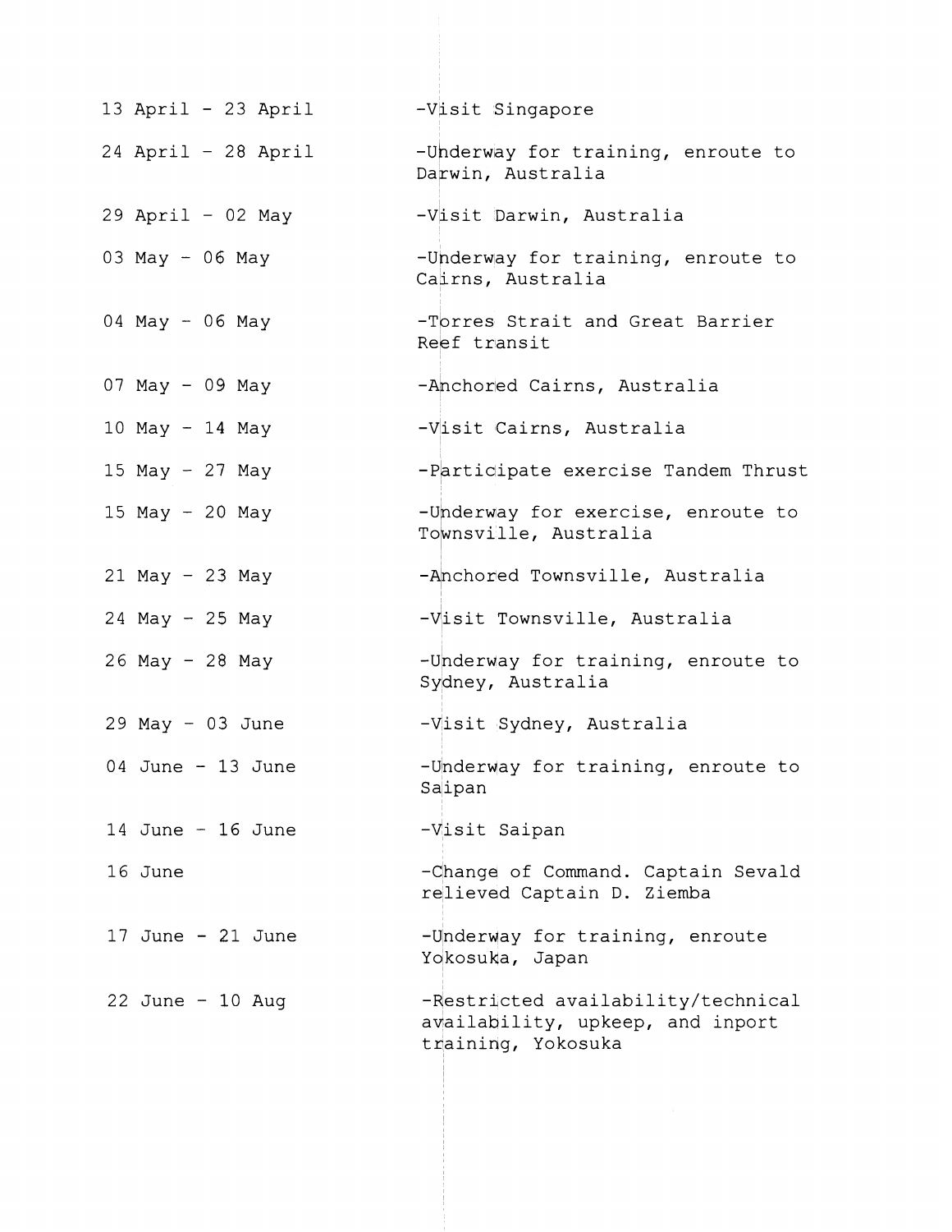| | |
|---|---|
| 13 April - 23 April | -Visit Singapore |
| 24 April - 28 April | -Underway for training, enroute to Darwin, Australia |
| 29 April - 02 May | -Visit Darwin, Australia |
| 03 May - 06 May | -Underway for training, enroute to Cairns, Australia |
| 04 May - 06 May | -Torres Strait and Great Barrier Reef transit |
| 07 May - 09 May | -Anchored Cairns, Australia |
| 10 May - 14 May | -Visit Cairns, Australia |
| 15 May - 27 May | -Participate exercise Tandem Thrust |
| 15 May - 20 May | -Underway for exercise, enroute to Townsville, Australia |
| 21 May - 23 May | -Anchored Townsville, Australia |
| 24 May - 25 May | -Visit Townsville, Australia |
| 26 May - 28 May | -Underway for training, enroute to Sydney, Australia |
| 29 May - 03 June | -Visit Sydney, Australia |
| 04 June - 13 June | -Underway for training, enroute to Saipan |
| 14 June - 16 June | -Visit Saipan |
| 16 June | -Change of Command. Captain Sevald relieved Captain D. Ziemba |
| 17 June - 21 June | -Underway for training, enroute Yokosuka, Japan |
| 22 June - 10 Aug | -Restricted availability/technical availability, upkeep, and inport training, Yokosuka |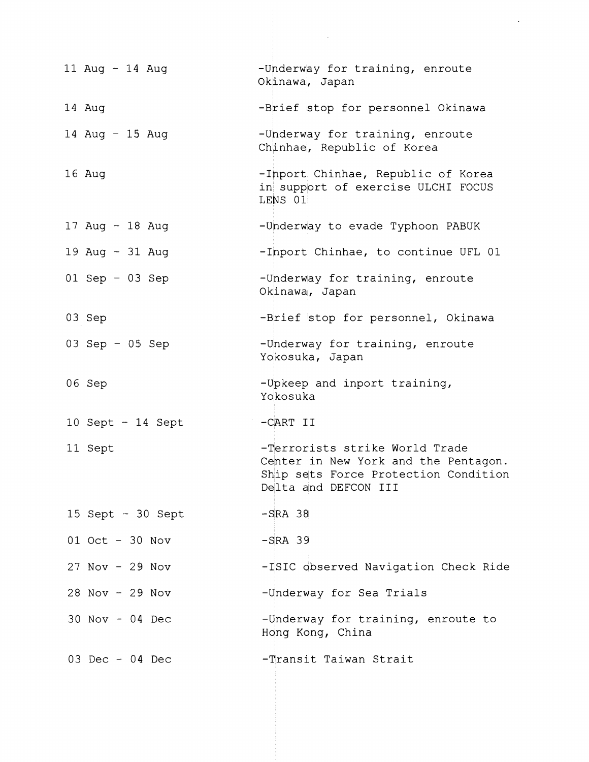| | |
|---|---|
| 11 Aug - 14 Aug | -Underway for training, enroute Okinawa, Japan |
| 14 Aug | -Brief stop for personnel Okinawa |
| 14 Aug - 15 Aug | -Underway for training, enroute Chinhae, Republic of Korea |
| 16 Aug | -Inport Chinhae, Republic of Korea in support of exercise ULCHI FOCUS LENS 01 |
| 17 Aug - 18 Aug | -Underway to evade Typhoon PABUK |
| 19 Aug - 31 Aug | -Inport Chinhae, to continue UFL 01 |
| 01 Sep - 03 Sep | -Underway for training, enroute Okinawa, Japan |
| 03 Sep | -Brief stop for personnel, Okinawa |
| 03 Sep - 05 Sep | -Underway for training, enroute Yokosuka, Japan |
| 06 Sep | -Upkeep and inport training, Yokosuka |
| 10 Sept - 14 Sept | -CART II |
| 11 Sept | -Terrorists strike World Trade Center in New York and the Pentagon. Ship sets Force Protection Condition Delta and DEFCON III |
| 15 Sept - 30 Sept | -SRA 38 |
| 01 Oct - 30 Nov | -SRA 39 |
| 27 Nov - 29 Nov | -ISIC observed Navigation Check Ride |
| 28 Nov - 29 Nov | -Underway for Sea Trials |
| 30 Nov - 04 Dec | -Underway for training, enroute to Hong Kong, China |
| 03 Dec - 04 Dec | -Transit Taiwan Strait |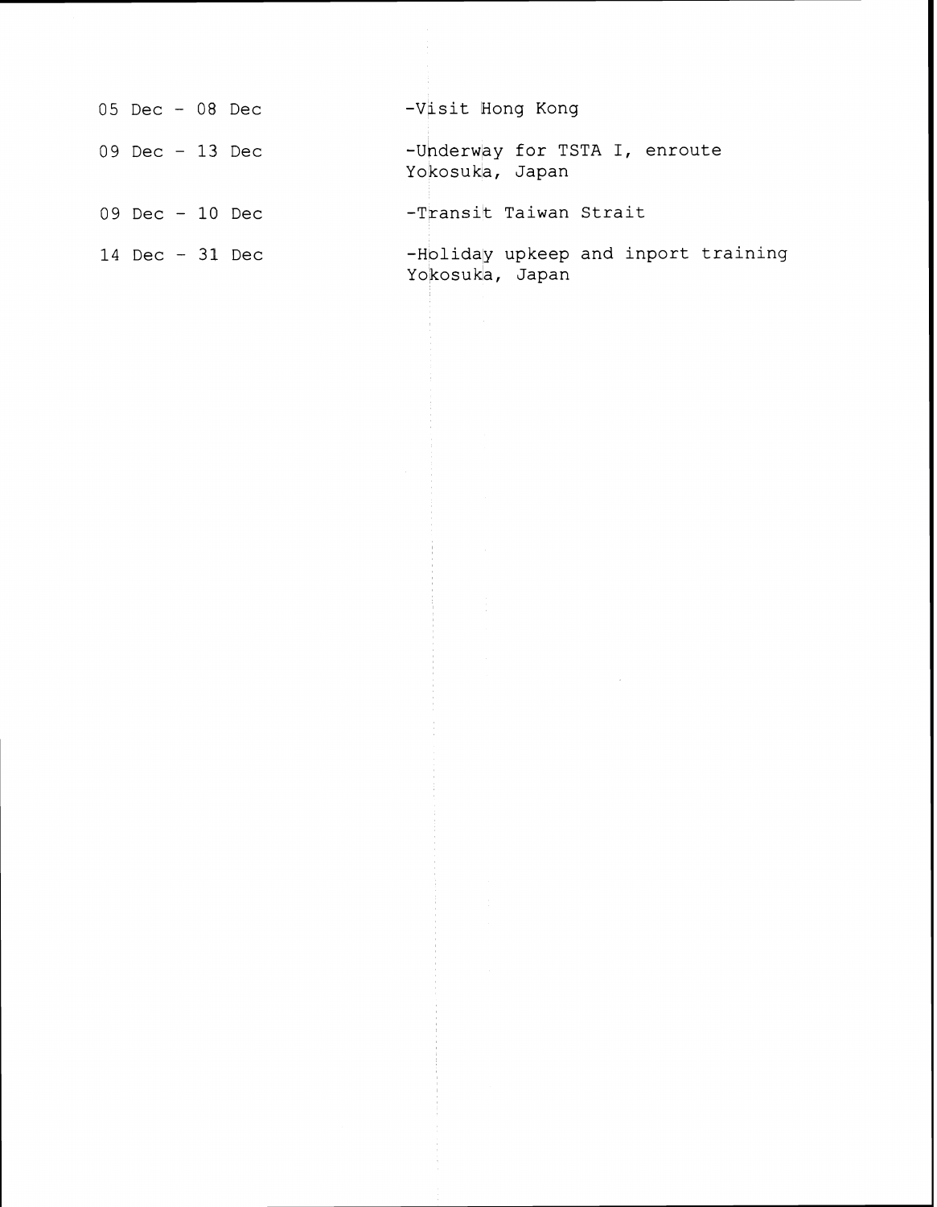| | |
|---|---|
| 05 Dec - 08 Dec | -Visit Hong Kong |
| 09 Dec - 13 Dec | -Underway for TSTA I, enroute Yokosuka, Japan |
| 09 Dec - 10 Dec | -Transit Taiwan Strait |
| 14 Dec - 31 Dec | -Holiday upkeep and inport training Yokosuka, Japan |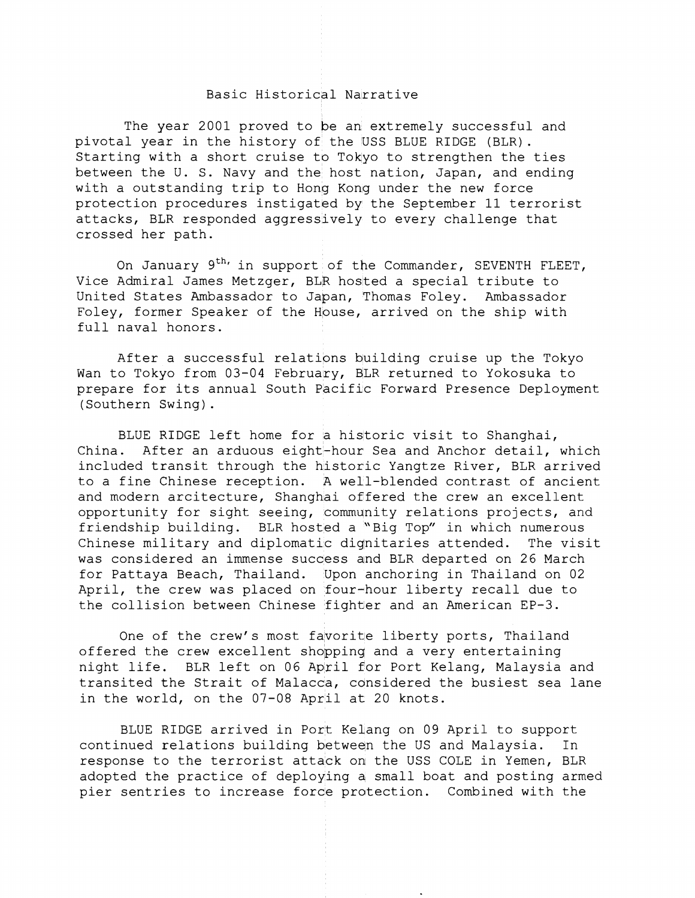## Basic Historical Narrative

The year 2001 proved to be an extremely successful and pivotal year in the history of the USS BLUE RIDGE (BLR). Starting with a short cruise to Tokyo to strengthen the ties between the U. S. Navy and the host nation, Japan, and ending with a outstanding trip to Hong Kong under the new force protection procedures instigated by the September 11 terrorist attacks, BLR responded aggressively to every challenge that crossed her path.

On January 9th, in support of the Commander, SEVENTH FLEET, Vice Admiral James Metzger, BLR hosted a special tribute to United States Ambassador to Japan, Thomas Foley. Ambassador Foley, former Speaker of the House, arrived on the ship with full naval honors.

After a successful relations building cruise up the Tokyo Wan to Tokyo from 03-04 February, BLR returned to Yokosuka to prepare for its annual South Pacific Forward Presence Deployment (Southern Swing).

BLUE RIDGE left home for a historic visit to Shanghai, China. After an arduous eight-hour Sea and Anchor detail, which included transit through the historic Yangtze River, BLR arrived to a fine Chinese reception. A well-blended contrast of ancient and modern arcitecture, Shanghai offered the crew an excellent opportunity for sight seeing, community relations projects, and friendship building. BLR hosted a "Big Top" in which numerous Chinese military and diplomatic dignitaries attended. The visit was considered an immense success and BLR departed on 26 March for Pattaya Beach, Thailand. Upon anchoring in Thailand on 02 April, the crew was placed on four-hour liberty recall due to the collision between Chinese fighter and an American EP-3.

One of the crew's most favorite liberty ports, Thailand offered the crew excellent shopping and a very entertaining night life. BLR left on 06 April for Port Kelang, Malaysia and transited the Strait of Malacca, considered the busiest sea lane in the world, on the 07-08 April at 20 knots.

BLUE RIDGE arrived in Port Kelang on 09 April to support continued relations building between the US and Malaysia. In response to the terrorist attack on the USS COLE in Yemen, BLR adopted the practice of deploying a small boat and posting armed pier sentries to increase force protection. Combined with the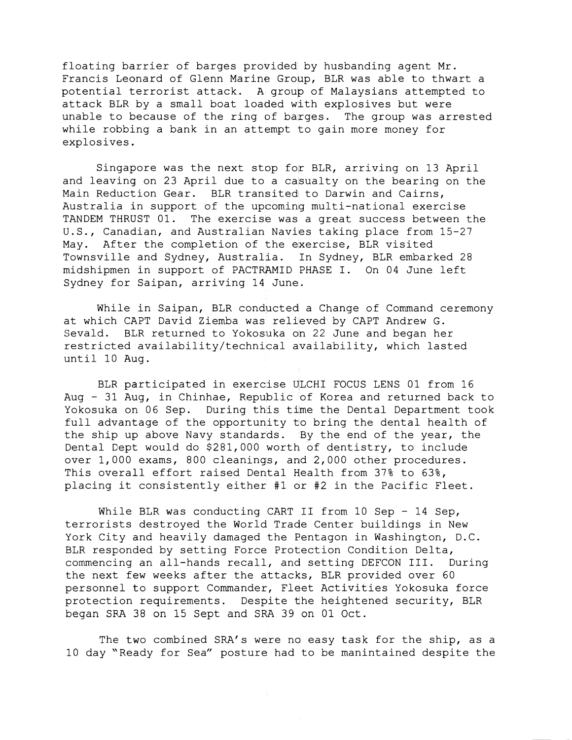floating barrier of barges provided by husbanding agent Mr. Francis Leonard of Glenn Marine Group, BLR was able to thwart a potential terrorist attack. A group of Malaysians attempted to attack BLR by a small boat loaded with explosives but were unable to because of the ring of barges. The group was arrested while robbing a bank in an attempt to gain more money for explosives.

Singapore was the next stop for BLR, arriving on 13 April and leaving on 23 April due to a casualty on the bearing on the Main Reduction Gear. BLR transited to Darwin and Cairns, Australia in support of the upcoming multi-national exercise TANDEM THRUST 01. The exercise was a great success between the U.S., Canadian, and Australian Navies taking place from 15-27 May. After the completion of the exercise, BLR visited Townsville and Sydney, Australia. In Sydney, BLR embarked 28 midshipmen in support of PACTRAMID PHASE I. On 04 June left Sydney for Saipan, arriving 14 June.

While in Saipan, BLR conducted a Change of Command ceremony at which CAPT David Ziemba was relieved by CAPT Andrew G. Sevald. BLR returned to Yokosuka on 22 June and began her restricted availability/technical availability, which lasted until 10 Aug.

BLR participated in exercise ULCHI FOCUS LENS 01 from 16 Aug - 31 Aug, in Chinhae, Republic of Korea and returned back to Yokosuka on 06 Sep. During this time the Dental Department took full advantage of the opportunity to bring the dental health of the ship up above Navy standards. By the end of the year, the Dental Dept would do $281,000 worth of dentistry, to include over 1,000 exams, 800 cleanings, and 2,000 other procedures. This overall effort raised Dental Health from 37% to 63%, placing it consistently either #1 or #2 in the Pacific Fleet.

While BLR was conducting CART II from 10 Sep - 14 Sep, terrorists destroyed the World Trade Center buildings in New York City and heavily damaged the Pentagon in Washington, D.C. BLR responded by setting Force Protection Condition Delta, commencing an all-hands recall, and setting DEFCON III. During the next few weeks after the attacks, BLR provided over 60 personnel to support Commander, Fleet Activities Yokosuka force protection requirements. Despite the heightened security, BLR began SRA 38 on 15 Sept and SRA 39 on 01 Oct.

The two combined SRA's were no easy task for the ship, as a 10 day "Ready for Sea" posture had to be manintained despite the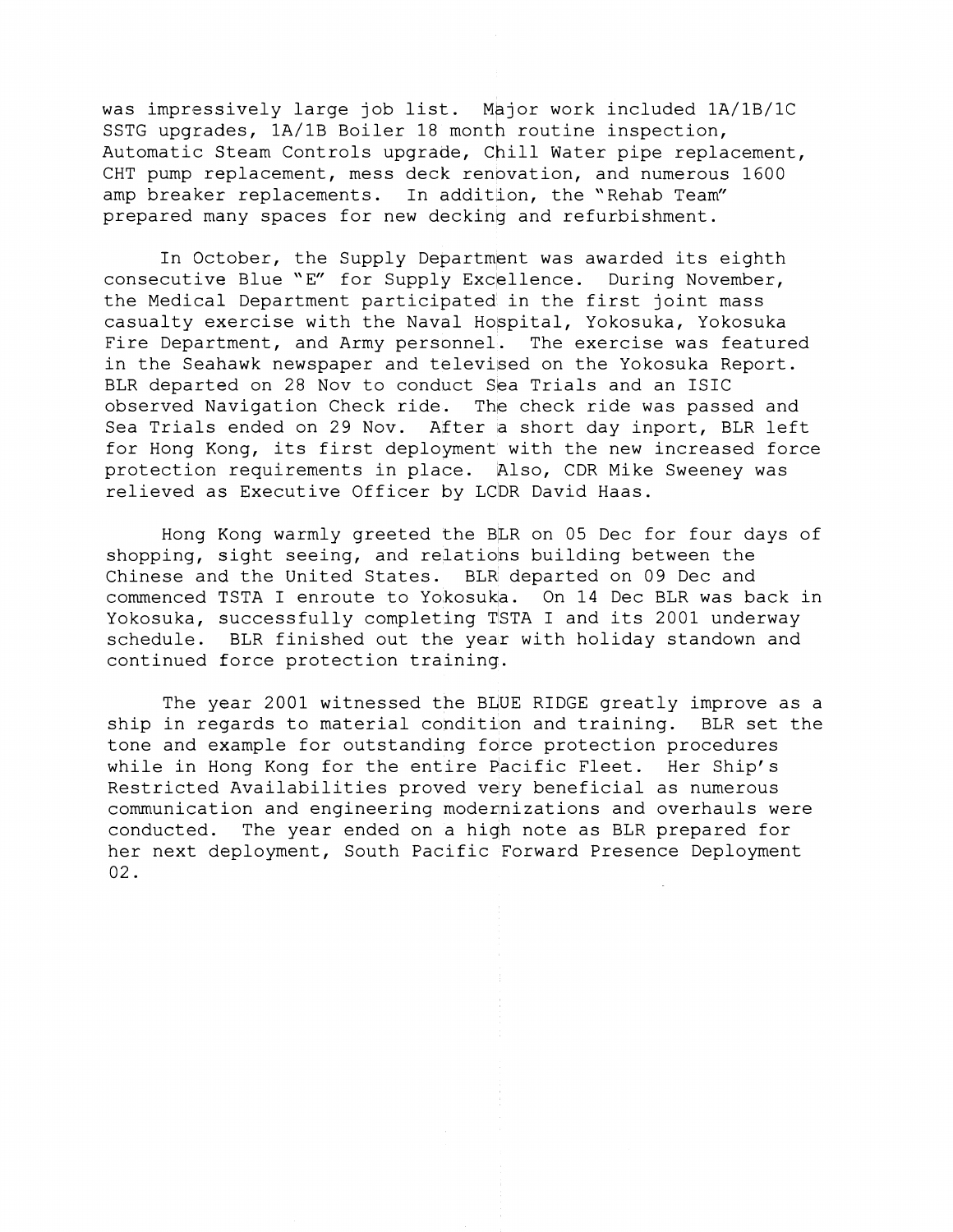was impressively large job list. Major work included 1A/1B/1C SSTG upgrades, 1A/1B Boiler 18 month routine inspection, Automatic Steam Controls upgrade, Chill Water pipe replacement, CHT pump replacement, mess deck renovation, and numerous 1600 amp breaker replacements. In addition, the "Rehab Team" prepared many spaces for new decking and refurbishment.

In October, the Supply Department was awarded its eighth consecutive Blue "E" for Supply Excellence. During November, the Medical Department participated in the first joint mass casualty exercise with the Naval Hospital, Yokosuka, Yokosuka Fire Department, and Army personnel. The exercise was featured in the Seahawk newspaper and televised on the Yokosuka Report. BLR departed on 28 Nov to conduct Sea Trials and an ISIC observed Navigation Check ride. The check ride was passed and Sea Trials ended on 29 Nov. After a short day inport, BLR left for Hong Kong, its first deployment with the new increased force protection requirements in place. Also, CDR Mike Sweeney was relieved as Executive Officer by LCDR David Haas.

Hong Kong warmly greeted the BLR on 05 Dec for four days of shopping, sight seeing, and relations building between the Chinese and the United States. BLR departed on 09 Dec and commenced TSTA I enroute to Yokosuka. On 14 Dec BLR was back in Yokosuka, successfully completing TSTA I and its 2001 underway schedule. BLR finished out the year with holiday standown and continued force protection training.

The year 2001 witnessed the BLUE RIDGE greatly improve as a ship in regards to material condition and training. BLR set the tone and example for outstanding force protection procedures while in Hong Kong for the entire Pacific Fleet. Her Ship's Restricted Availabilities proved very beneficial as numerous communication and engineering modernizations and overhauls were conducted. The year ended on a high note as BLR prepared for her next deployment, South Pacific Forward Presence Deployment 02.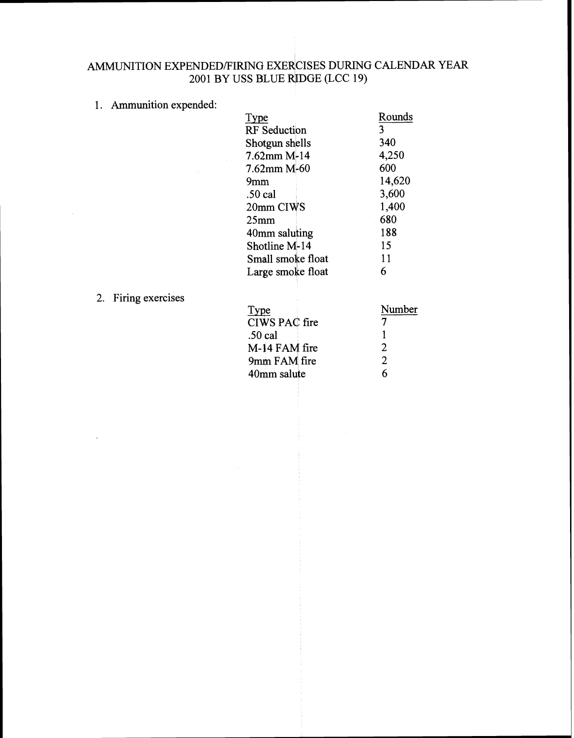# AMMUNITION EXPENDED/FIRING EXERCISES DURING CALENDAR YEAR 2001 BY USS BLUE RIDGE (LCC 19)

1. Ammunition expended:

| Type | Rounds |
|---|---|
| RF Seduction | 3 |
| Shotgun shells | 340 |
| 7.62mm M-14 | 4,250 |
| 7.62mm M-60 | 600 |
| 9mm | 14,620 |
| .50 cal | 3,600 |
| 20mm CIWS | 1,400 |
| 25mm | 680 |
| 40mm saluting | 188 |
| Shotline M-14 | 15 |
| Small smoke float | 11 |
| Large smoke float | 6 |

2. Firing exercises

| Type | Number |
|---|---|
| CIWS PAC fire | 7 |
| .50 cal | 1 |
| M-14 FAM fire | 2 |
| 9mm FAM fire | 2 |
| 40mm salute | 6 |